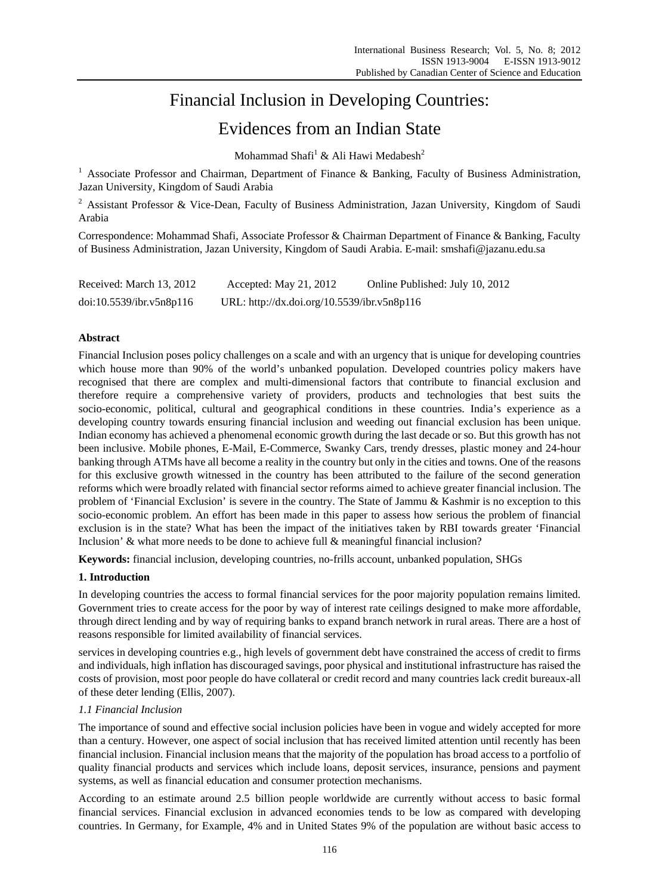# Financial Inclusion in Developing Countries: Evidences from an Indian State

Mohammad Shafi[1] & Ali Hawi Medabesh[2]

[1] Associate Professor and Chairman, Department of Finance & Banking, Faculty of Business Administration, Jazan University, Kingdom of Saudi Arabia

[2] Assistant Professor & Vice-Dean, Faculty of Business Administration, Jazan University, Kingdom of Saudi Arabia

Correspondence: Mohammad Shafi, Associate Professor & Chairman Department of Finance & Banking, Faculty of Business Administration, Jazan University, Kingdom of Saudi Arabia. E-mail: smshafi@jazanu.edu.sa

Received: March 13, 2012 Accepted: May 21, 2012 Online Published: July 10, 2012

doi:10.5539/ibr.v5n8p116 URL: http://dx.doi.org/10.5539/ibr.v5n8p116

**Abstract**

Financial Inclusion poses policy challenges on a scale and with an urgency that is unique for developing countries which house more than 90% of the world's unbanked population. Developed countries policy makers have recognised that there are complex and multi-dimensional factors that contribute to financial exclusion and therefore require a comprehensive variety of providers, products and technologies that best suits the socio-economic, political, cultural and geographical conditions in these countries. India's experience as a developing country towards ensuring financial inclusion and weeding out financial exclusion has been unique. Indian economy has achieved a phenomenal economic growth during the last decade or so. But this growth has not been inclusive. Mobile phones, E-Mail, E-Commerce, Swanky Cars, trendy dresses, plastic money and 24-hour banking through ATMs have all become a reality in the country but only in the cities and towns. One of the reasons for this exclusive growth witnessed in the country has been attributed to the failure of the second generation reforms which were broadly related with financial sector reforms aimed to achieve greater financial inclusion. The problem of 'Financial Exclusion' is severe in the country. The State of Jammu & Kashmir is no exception to this socio-economic problem. An effort has been made in this paper to assess how serious the problem of financial exclusion is in the state? What has been the impact of the initiatives taken by RBI towards greater 'Financial Inclusion' & what more needs to be done to achieve full & meaningful financial inclusion?

**Keywords:** financial inclusion, developing countries, no-frills account, unbanked population, SHGs

## 1. Introduction

In developing countries the access to formal financial services for the poor majority population remains limited. Government tries to create access for the poor by way of interest rate ceilings designed to make more affordable, through direct lending and by way of requiring banks to expand branch network in rural areas. There are a host of reasons responsible for limited availability of financial services.

services in developing countries e.g., high levels of government debt have constrained the access of credit to firms and individuals, high inflation has discouraged savings, poor physical and institutional infrastructure has raised the costs of provision, most poor people do have collateral or credit record and many countries lack credit bureaux-all of these deter lending (Ellis, 2007).

### *1.1 Financial Inclusion*

The importance of sound and effective social inclusion policies have been in vogue and widely accepted for more than a century. However, one aspect of social inclusion that has received limited attention until recently has been financial inclusion. Financial inclusion means that the majority of the population has broad access to a portfolio of quality financial products and services which include loans, deposit services, insurance, pensions and payment systems, as well as financial education and consumer protection mechanisms.

According to an estimate around 2.5 billion people worldwide are currently without access to basic formal financial services. Financial exclusion in advanced economies tends to be low as compared with developing countries. In Germany, for Example, 4% and in United States 9% of the population are without basic access to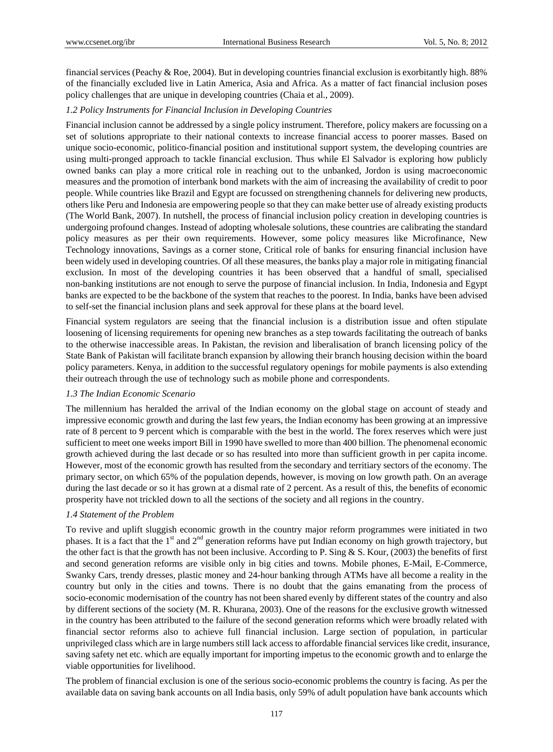financial services (Peachy & Roe, 2004). But in developing countries financial exclusion is exorbitantly high. 88% of the financially excluded live in Latin America, Asia and Africa. As a matter of fact financial inclusion poses policy challenges that are unique in developing countries (Chaia et al., 2009).

### *1.2 Policy Instruments for Financial Inclusion in Developing Countries*

Financial inclusion cannot be addressed by a single policy instrument. Therefore, policy makers are focussing on a set of solutions appropriate to their national contexts to increase financial access to poorer masses. Based on unique socio-economic, politico-financial position and institutional support system, the developing countries are using multi-pronged approach to tackle financial exclusion. Thus while El Salvador is exploring how publicly owned banks can play a more critical role in reaching out to the unbanked, Jordon is using macroeconomic measures and the promotion of interbank bond markets with the aim of increasing the availability of credit to poor people. While countries like Brazil and Egypt are focussed on strengthening channels for delivering new products, others like Peru and Indonesia are empowering people so that they can make better use of already existing products (The World Bank, 2007). In nutshell, the process of financial inclusion policy creation in developing countries is undergoing profound changes. Instead of adopting wholesale solutions, these countries are calibrating the standard policy measures as per their own requirements. However, some policy measures like Microfinance, New Technology innovations, Savings as a corner stone, Critical role of banks for ensuring financial inclusion have been widely used in developing countries. Of all these measures, the banks play a major role in mitigating financial exclusion. In most of the developing countries it has been observed that a handful of small, specialised non-banking institutions are not enough to serve the purpose of financial inclusion. In India, Indonesia and Egypt banks are expected to be the backbone of the system that reaches to the poorest. In India, banks have been advised to self-set the financial inclusion plans and seek approval for these plans at the board level.

Financial system regulators are seeing that the financial inclusion is a distribution issue and often stipulate loosening of licensing requirements for opening new branches as a step towards facilitating the outreach of banks to the otherwise inaccessible areas. In Pakistan, the revision and liberalisation of branch licensing policy of the State Bank of Pakistan will facilitate branch expansion by allowing their branch housing decision within the board policy parameters. Kenya, in addition to the successful regulatory openings for mobile payments is also extending their outreach through the use of technology such as mobile phone and correspondents.

### *1.3 The Indian Economic Scenario*

The millennium has heralded the arrival of the Indian economy on the global stage on account of steady and impressive economic growth and during the last few years, the Indian economy has been growing at an impressive rate of 8 percent to 9 percent which is comparable with the best in the world. The forex reserves which were just sufficient to meet one weeks import Bill in 1990 have swelled to more than 400 billion. The phenomenal economic growth achieved during the last decade or so has resulted into more than sufficient growth in per capita income. However, most of the economic growth has resulted from the secondary and territiary sectors of the economy. The primary sector, on which 65% of the population depends, however, is moving on low growth path. On an average during the last decade or so it has grown at a dismal rate of 2 percent. As a result of this, the benefits of economic prosperity have not trickled down to all the sections of the society and all regions in the country.

### *1.4 Statement of the Problem*

To revive and uplift sluggish economic growth in the country major reform programmes were initiated in two phases. It is a fact that the 1st and 2nd generation reforms have put Indian economy on high growth trajectory, but the other fact is that the growth has not been inclusive. According to P. Sing & S. Kour, (2003) the benefits of first and second generation reforms are visible only in big cities and towns. Mobile phones, E-Mail, E-Commerce, Swanky Cars, trendy dresses, plastic money and 24-hour banking through ATMs have all become a reality in the country but only in the cities and towns. There is no doubt that the gains emanating from the process of socio-economic modernisation of the country has not been shared evenly by different states of the country and also by different sections of the society (M. R. Khurana, 2003). One of the reasons for the exclusive growth witnessed in the country has been attributed to the failure of the second generation reforms which were broadly related with financial sector reforms also to achieve full financial inclusion. Large section of population, in particular unprivileged class which are in large numbers still lack access to affordable financial services like credit, insurance, saving safety net etc. which are equally important for importing impetus to the economic growth and to enlarge the viable opportunities for livelihood.

The problem of financial exclusion is one of the serious socio-economic problems the country is facing. As per the available data on saving bank accounts on all India basis, only 59% of adult population have bank accounts which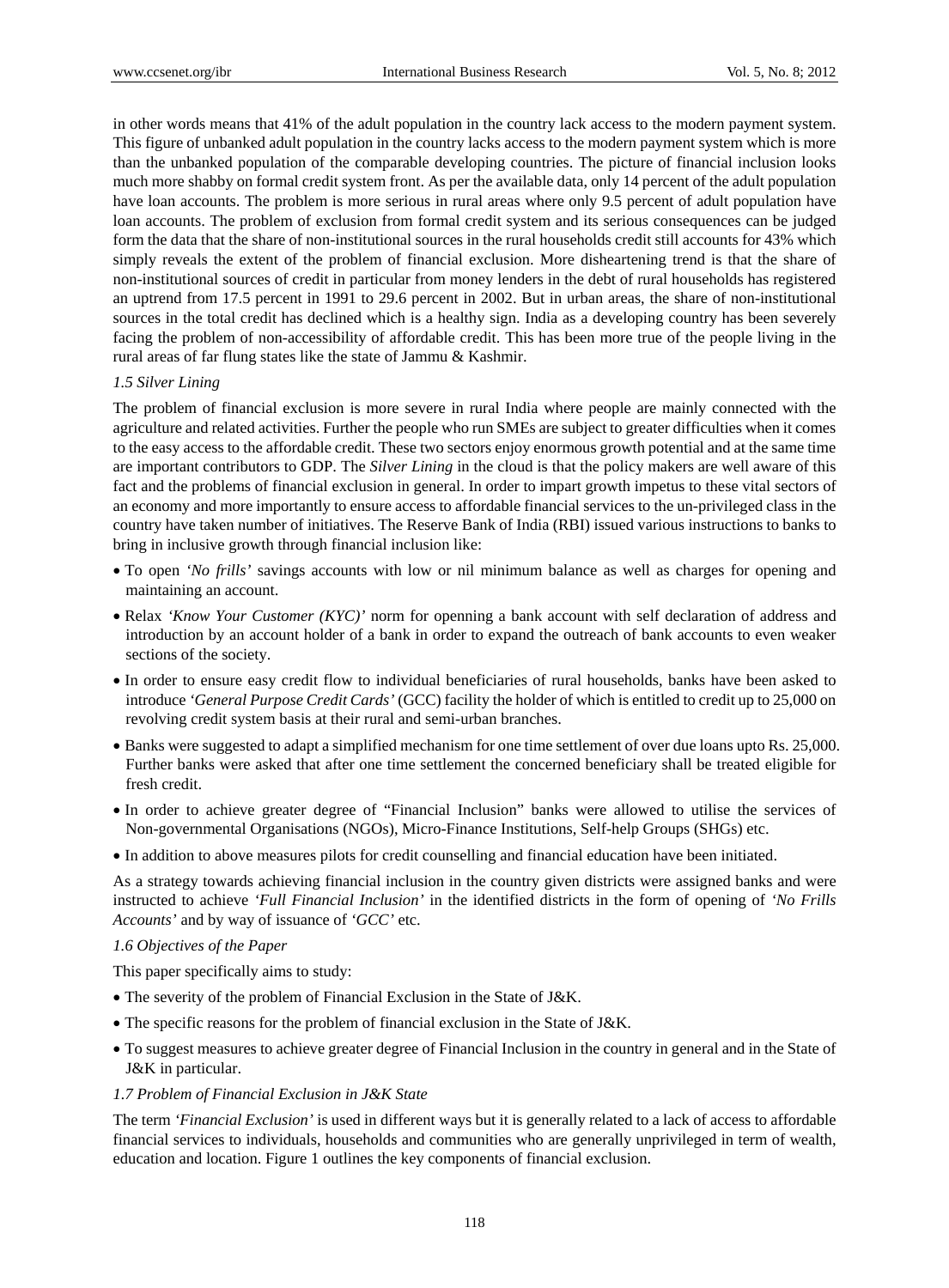in other words means that 41% of the adult population in the country lack access to the modern payment system. This figure of unbanked adult population in the country lacks access to the modern payment system which is more than the unbanked population of the comparable developing countries. The picture of financial inclusion looks much more shabby on formal credit system front. As per the available data, only 14 percent of the adult population have loan accounts. The problem is more serious in rural areas where only 9.5 percent of adult population have loan accounts. The problem of exclusion from formal credit system and its serious consequences can be judged form the data that the share of non-institutional sources in the rural households credit still accounts for 43% which simply reveals the extent of the problem of financial exclusion. More disheartening trend is that the share of non-institutional sources of credit in particular from money lenders in the debt of rural households has registered an uptrend from 17.5 percent in 1991 to 29.6 percent in 2002. But in urban areas, the share of non-institutional sources in the total credit has declined which is a healthy sign. India as a developing country has been severely facing the problem of non-accessibility of affordable credit. This has been more true of the people living in the rural areas of far flung states like the state of Jammu & Kashmir.

### *1.5 Silver Lining*

The problem of financial exclusion is more severe in rural India where people are mainly connected with the agriculture and related activities. Further the people who run SMEs are subject to greater difficulties when it comes to the easy access to the affordable credit. These two sectors enjoy enormous growth potential and at the same time are important contributors to GDP. The *Silver Lining* in the cloud is that the policy makers are well aware of this fact and the problems of financial exclusion in general. In order to impart growth impetus to these vital sectors of an economy and more importantly to ensure access to affordable financial services to the un-privileged class in the country have taken number of initiatives. The Reserve Bank of India (RBI) issued various instructions to banks to bring in inclusive growth through financial inclusion like:

- To open *'No frills'* savings accounts with low or nil minimum balance as well as charges for opening and maintaining an account.
- Relax *'Know Your Customer (KYC)'* norm for openning a bank account with self declaration of address and introduction by an account holder of a bank in order to expand the outreach of bank accounts to even weaker sections of the society.
- In order to ensure easy credit flow to individual beneficiaries of rural households, banks have been asked to introduce *'General Purpose Credit Cards'* (GCC) facility the holder of which is entitled to credit up to 25,000 on revolving credit system basis at their rural and semi-urban branches.
- Banks were suggested to adapt a simplified mechanism for one time settlement of over due loans upto Rs. 25,000. Further banks were asked that after one time settlement the concerned beneficiary shall be treated eligible for fresh credit.
- In order to achieve greater degree of "Financial Inclusion" banks were allowed to utilise the services of Non-governmental Organisations (NGOs), Micro-Finance Institutions, Self-help Groups (SHGs) etc.
- In addition to above measures pilots for credit counselling and financial education have been initiated.

As a strategy towards achieving financial inclusion in the country given districts were assigned banks and were instructed to achieve *'Full Financial Inclusion'* in the identified districts in the form of opening of *'No Frills Accounts'* and by way of issuance of *'GCC'* etc.

### *1.6 Objectives of the Paper*

This paper specifically aims to study:

- The severity of the problem of Financial Exclusion in the State of J&K.
- The specific reasons for the problem of financial exclusion in the State of J&K.
- To suggest measures to achieve greater degree of Financial Inclusion in the country in general and in the State of J&K in particular.

### *1.7 Problem of Financial Exclusion in J&K State*

The term *'Financial Exclusion'* is used in different ways but it is generally related to a lack of access to affordable financial services to individuals, households and communities who are generally unprivileged in term of wealth, education and location. Figure 1 outlines the key components of financial exclusion.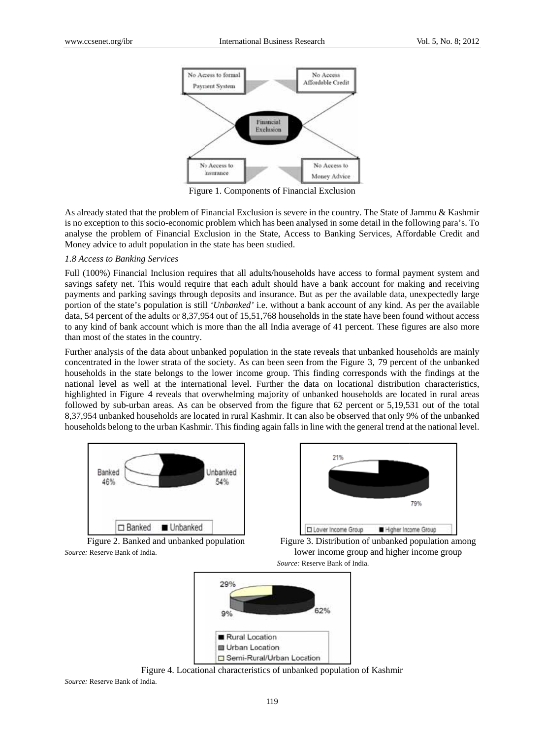Figure 1. Components of Financial Exclusion

As already stated that the problem of Financial Exclusion is severe in the country. The State of Jammu & Kashmir is no exception to this socio-economic problem which has been analysed in some detail in the following para's. To analyse the problem of Financial Exclusion in the State, Access to Banking Services, Affordable Credit and Money advice to adult population in the state has been studied.

### *1.8 Access to Banking Services*

Full (100%) Financial Inclusion requires that all adults/households have access to formal payment system and savings safety net. This would require that each adult should have a bank account for making and receiving payments and parking savings through deposits and insurance. But as per the available data, unexpectedly large portion of the state's population is still *'Unbanked'* i.e. without a bank account of any kind. As per the available data, 54 percent of the adults or 8,37,954 out of 15,51,768 households in the state have been found without access to any kind of bank account which is more than the all India average of 41 percent. These figures are also more than most of the states in the country.

Further analysis of the data about unbanked population in the state reveals that unbanked households are mainly concentrated in the lower strata of the society. As can been seen from the Figure 3, 79 percent of the unbanked households in the state belongs to the lower income group. This finding corresponds with the findings at the national level as well at the international level. Further the data on locational distribution characteristics, highlighted in Figure 4 reveals that overwhelming majority of unbanked households are located in rural areas followed by sub-urban areas. As can be observed from the figure that 62 percent or 5,19,531 out of the total 8,37,954 unbanked households are located in rural Kashmir. It can also be observed that only 9% of the unbanked households belong to the urban Kashmir. This finding again falls in line with the general trend at the national level.

Figure 2. Banked and unbanked population

*Source:* Reserve Bank of India.

Figure 3. Distribution of unbanked population among lower income group and higher income group

*Source:* Reserve Bank of India.

Figure 4. Locational characteristics of unbanked population of Kashmir

*Source:* Reserve Bank of India.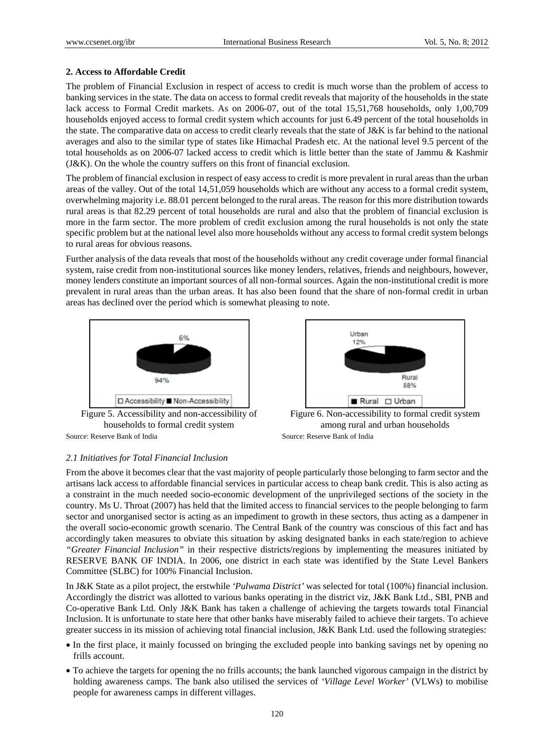## 2. Access to Affordable Credit

The problem of Financial Exclusion in respect of access to credit is much worse than the problem of access to banking services in the state. The data on access to formal credit reveals that majority of the households in the state lack access to Formal Credit markets. As on 2006-07, out of the total 15,51,768 households, only 1,00,709 households enjoyed access to formal credit system which accounts for just 6.49 percent of the total households in the state. The comparative data on access to credit clearly reveals that the state of J&K is far behind to the national averages and also to the similar type of states like Himachal Pradesh etc. At the national level 9.5 percent of the total households as on 2006-07 lacked access to credit which is little better than the state of Jammu & Kashmir (J&K). On the whole the country suffers on this front of financial exclusion.

The problem of financial exclusion in respect of easy access to credit is more prevalent in rural areas than the urban areas of the valley. Out of the total 14,51,059 households which are without any access to a formal credit system, overwhelming majority i.e. 88.01 percent belonged to the rural areas. The reason for this more distribution towards rural areas is that 82.29 percent of total households are rural and also that the problem of financial exclusion is more in the farm sector. The more problem of credit exclusion among the rural households is not only the state specific problem but at the national level also more households without any access to formal credit system belongs to rural areas for obvious reasons.

Further analysis of the data reveals that most of the households without any credit coverage under formal financial system, raise credit from non-institutional sources like money lenders, relatives, friends and neighbours, however, money lenders constitute an important sources of all non-formal sources. Again the non-institutional credit is more prevalent in rural areas than the urban areas. It has also been found that the share of non-formal credit in urban areas has declined over the period which is somewhat pleasing to note.

6%

94%

□ Accessibility ■ Non-Accessibility

Figure 5. Accessibility and non-accessibility of households to formal credit system

Source: Reserve Bank of India

Urban 12%

Rural 88%

■ Rural □ Urban

Figure 6. Non-accessibility to formal credit system among rural and urban households

Source: Reserve Bank of India

### *2.1 Initiatives for Total Financial Inclusion*

From the above it becomes clear that the vast majority of people particularly those belonging to farm sector and the artisans lack access to affordable financial services in particular access to cheap bank credit. This is also acting as a constraint in the much needed socio-economic development of the unprivileged sections of the society in the country. Ms U. Throat (2007) has held that the limited access to financial services to the people belonging to farm sector and unorganised sector is acting as an impediment to growth in these sectors, thus acting as a dampener in the overall socio-economic growth scenario. The Central Bank of the country was conscious of this fact and has accordingly taken measures to obviate this situation by asking designated banks in each state/region to achieve *"Greater Financial Inclusion"* in their respective districts/regions by implementing the measures initiated by RESERVE BANK OF INDIA. In 2006, one district in each state was identified by the State Level Bankers Committee (SLBC) for 100% Financial Inclusion.

In J&K State as a pilot project, the erstwhile *'Pulwama District'* was selected for total (100%) financial inclusion. Accordingly the district was allotted to various banks operating in the district viz, J&K Bank Ltd., SBI, PNB and Co-operative Bank Ltd. Only J&K Bank has taken a challenge of achieving the targets towards total Financial Inclusion. It is unfortunate to state here that other banks have miserably failed to achieve their targets. To achieve greater success in its mission of achieving total financial inclusion, J&K Bank Ltd. used the following strategies:

- In the first place, it mainly focussed on bringing the excluded people into banking savings net by opening no frills account.
- To achieve the targets for opening the no frills accounts; the bank launched vigorous campaign in the district by holding awareness camps. The bank also utilised the services of *'Village Level Worker'* (VLWs) to mobilise people for awareness camps in different villages.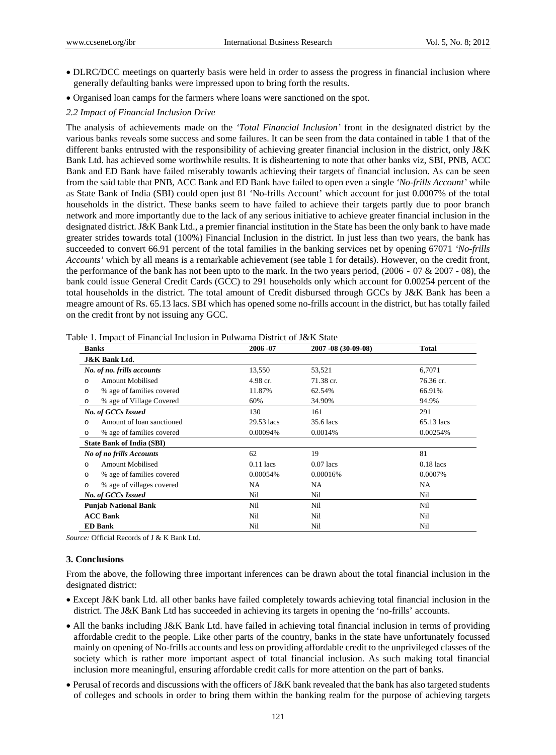- DLRC/DCC meetings on quarterly basis were held in order to assess the progress in financial inclusion where generally defaulting banks were impressed upon to bring forth the results.
- Organised loan camps for the farmers where loans were sanctioned on the spot.

*2.2 Impact of Financial Inclusion Drive*

The analysis of achievements made on the *'Total Financial Inclusion'* front in the designated district by the various banks reveals some success and some failures. It can be seen from the data contained in table 1 that of the different banks entrusted with the responsibility of achieving greater financial inclusion in the district, only J&K Bank Ltd. has achieved some worthwhile results. It is disheartening to note that other banks viz, SBI, PNB, ACC Bank and ED Bank have failed miserably towards achieving their targets of financial inclusion. As can be seen from the said table that PNB, ACC Bank and ED Bank have failed to open even a single *'No-frills Account'* while as State Bank of India (SBI) could open just 81 'No-frills Account' which account for just 0.0007% of the total households in the district. These banks seem to have failed to achieve their targets partly due to poor branch network and more importantly due to the lack of any serious initiative to achieve greater financial inclusion in the designated district. J&K Bank Ltd., a premier financial institution in the State has been the only bank to have made greater strides towards total (100%) Financial Inclusion in the district. In just less than two years, the bank has succeeded to convert 66.91 percent of the total families in the banking services net by opening 67071 *'No-frills Accounts'* which by all means is a remarkable achievement (see table 1 for details). However, on the credit front, the performance of the bank has not been upto to the mark. In the two years period, (2006 - 07 & 2007 - 08), the bank could issue General Credit Cards (GCC) to 291 households only which account for 0.00254 percent of the total households in the district. The total amount of Credit disbursed through GCCs by J&K Bank has been a meagre amount of Rs. 65.13 lacs. SBI which has opened some no-frills account in the district, but has totally failed on the credit front by not issuing any GCC.

Table 1. Impact of Financial Inclusion in Pulwama District of J&K State

| Banks | 2006 -07 | 2007 -08 (30-09-08) | Total |
|---|---|---|---|
| **J&K Bank Ltd.** | | | |
| ***No. of no. frills accounts*** | 13,550 | 53,521 | 6,7071 |
| o Amount Mobilised | 4.98 cr. | 71.38 cr. | 76.36 cr. |
| o % age of families covered | 11.87% | 62.54% | 66.91% |
| o % age of Village Covered | 60% | 34.90% | 94.9% |
| ***No. of GCCs Issued*** | 130 | 161 | 291 |
| o Amount of loan sanctioned | 29.53 lacs | 35.6 lacs | 65.13 lacs |
| o % age of families covered | 0.00094% | 0.0014% | 0.00254% |
| **State Bank of India (SBI)** | | | |
| ***No of no frills Accounts*** | 62 | 19 | 81 |
| o Amount Mobilised | 0.11 lacs | 0.07 lacs | 0.18 lacs |
| o % age of families covered | 0.00054% | 0.00016% | 0.0007% |
| o % age of villages covered | NA | NA | NA |
| ***No. of GCCs Issued*** | Nil | Nil | Nil |
| **Punjab National Bank** | Nil | Nil | Nil |
| **ACC Bank** | Nil | Nil | Nil |
| **ED Bank** | Nil | Nil | Nil |

*Source:* Official Records of J & K Bank Ltd.

## 3. Conclusions

From the above, the following three important inferences can be drawn about the total financial inclusion in the designated district:

- Except J&K bank Ltd. all other banks have failed completely towards achieving total financial inclusion in the district. The J&K Bank Ltd has succeeded in achieving its targets in opening the 'no-frills' accounts.
- All the banks including J&K Bank Ltd. have failed in achieving total financial inclusion in terms of providing affordable credit to the people. Like other parts of the country, banks in the state have unfortunately focussed mainly on opening of No-frills accounts and less on providing affordable credit to the unprivileged classes of the society which is rather more important aspect of total financial inclusion. As such making total financial inclusion more meaningful, ensuring affordable credit calls for more attention on the part of banks.
- Perusal of records and discussions with the officers of J&K bank revealed that the bank has also targeted students of colleges and schools in order to bring them within the banking realm for the purpose of achieving targets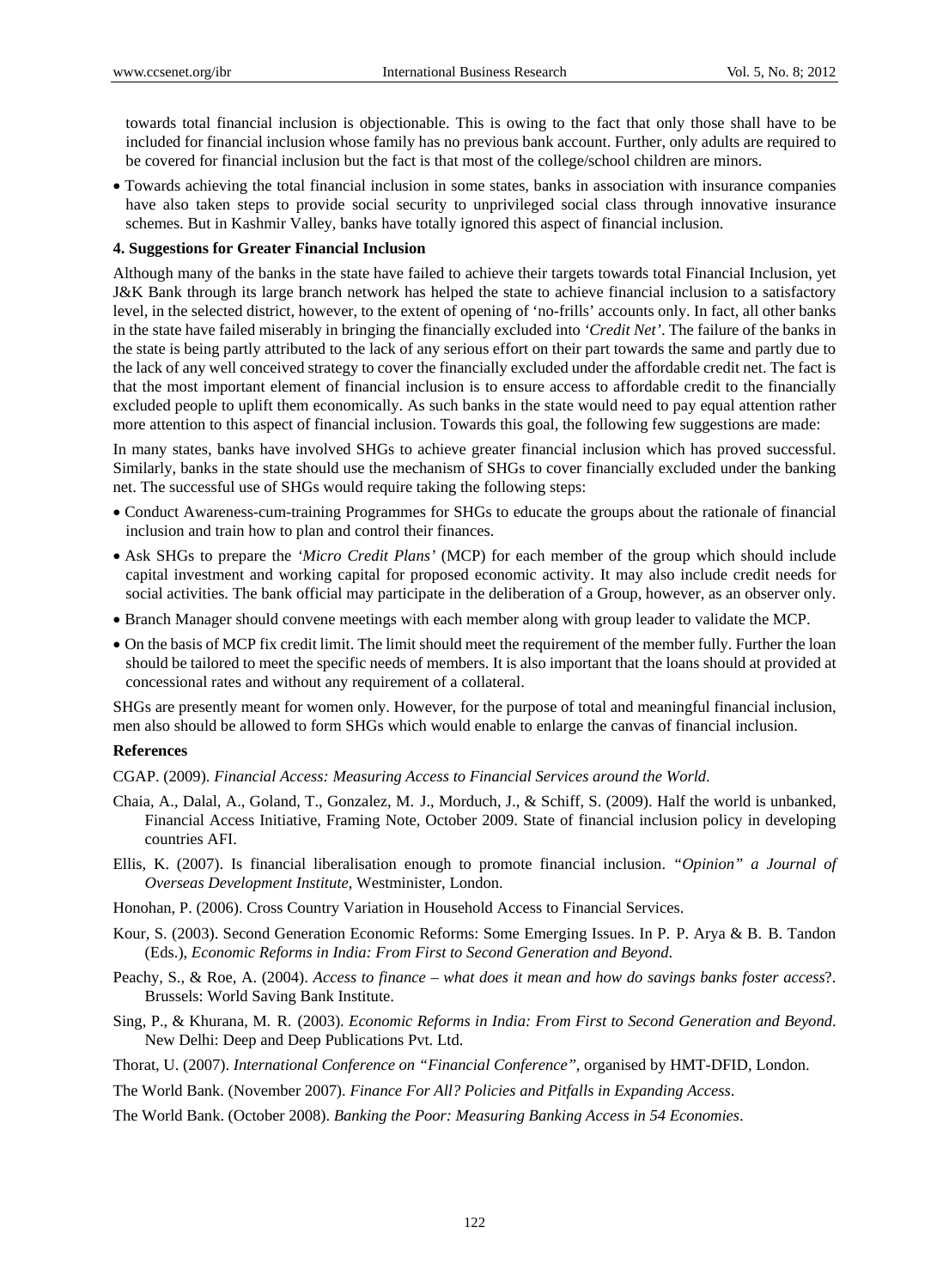towards total financial inclusion is objectionable. This is owing to the fact that only those shall have to be included for financial inclusion whose family has no previous bank account. Further, only adults are required to be covered for financial inclusion but the fact is that most of the college/school children are minors.

- Towards achieving the total financial inclusion in some states, banks in association with insurance companies have also taken steps to provide social security to unprivileged social class through innovative insurance schemes. But in Kashmir Valley, banks have totally ignored this aspect of financial inclusion.

## 4. Suggestions for Greater Financial Inclusion

Although many of the banks in the state have failed to achieve their targets towards total Financial Inclusion, yet J&K Bank through its large branch network has helped the state to achieve financial inclusion to a satisfactory level, in the selected district, however, to the extent of opening of 'no-frills' accounts only. In fact, all other banks in the state have failed miserably in bringing the financially excluded into *'Credit Net'*. The failure of the banks in the state is being partly attributed to the lack of any serious effort on their part towards the same and partly due to the lack of any well conceived strategy to cover the financially excluded under the affordable credit net. The fact is that the most important element of financial inclusion is to ensure access to affordable credit to the financially excluded people to uplift them economically. As such banks in the state would need to pay equal attention rather more attention to this aspect of financial inclusion. Towards this goal, the following few suggestions are made:

In many states, banks have involved SHGs to achieve greater financial inclusion which has proved successful. Similarly, banks in the state should use the mechanism of SHGs to cover financially excluded under the banking net. The successful use of SHGs would require taking the following steps:

- Conduct Awareness-cum-training Programmes for SHGs to educate the groups about the rationale of financial inclusion and train how to plan and control their finances.
- Ask SHGs to prepare the *'Micro Credit Plans'* (MCP) for each member of the group which should include capital investment and working capital for proposed economic activity. It may also include credit needs for social activities. The bank official may participate in the deliberation of a Group, however, as an observer only.
- Branch Manager should convene meetings with each member along with group leader to validate the MCP.
- On the basis of MCP fix credit limit. The limit should meet the requirement of the member fully. Further the loan should be tailored to meet the specific needs of members. It is also important that the loans should at provided at concessional rates and without any requirement of a collateral.

SHGs are presently meant for women only. However, for the purpose of total and meaningful financial inclusion, men also should be allowed to form SHGs which would enable to enlarge the canvas of financial inclusion.

## References

CGAP. (2009). *Financial Access: Measuring Access to Financial Services around the World*.

Chaia, A., Dalal, A., Goland, T., Gonzalez, M. J., Morduch, J., & Schiff, S. (2009). Half the world is unbanked, Financial Access Initiative, Framing Note, October 2009. State of financial inclusion policy in developing countries AFI.

Ellis, K. (2007). Is financial liberalisation enough to promote financial inclusion. *"Opinion" a Journal of Overseas Development Institute*, Westminister, London.

Honohan, P. (2006). Cross Country Variation in Household Access to Financial Services.

Kour, S. (2003). Second Generation Economic Reforms: Some Emerging Issues. In P. P. Arya & B. B. Tandon (Eds.), *Economic Reforms in India: From First to Second Generation and Beyond*.

Peachy, S., & Roe, A. (2004). *Access to finance – what does it mean and how do savings banks foster access*?. Brussels: World Saving Bank Institute.

Sing, P., & Khurana, M. R. (2003). *Economic Reforms in India: From First to Second Generation and Beyond*. New Delhi: Deep and Deep Publications Pvt. Ltd.

Thorat, U. (2007). *International Conference on "Financial Conference"*, organised by HMT-DFID, London.

The World Bank. (November 2007). *Finance For All? Policies and Pitfalls in Expanding Access*.

The World Bank. (October 2008). *Banking the Poor: Measuring Banking Access in 54 Economies*.